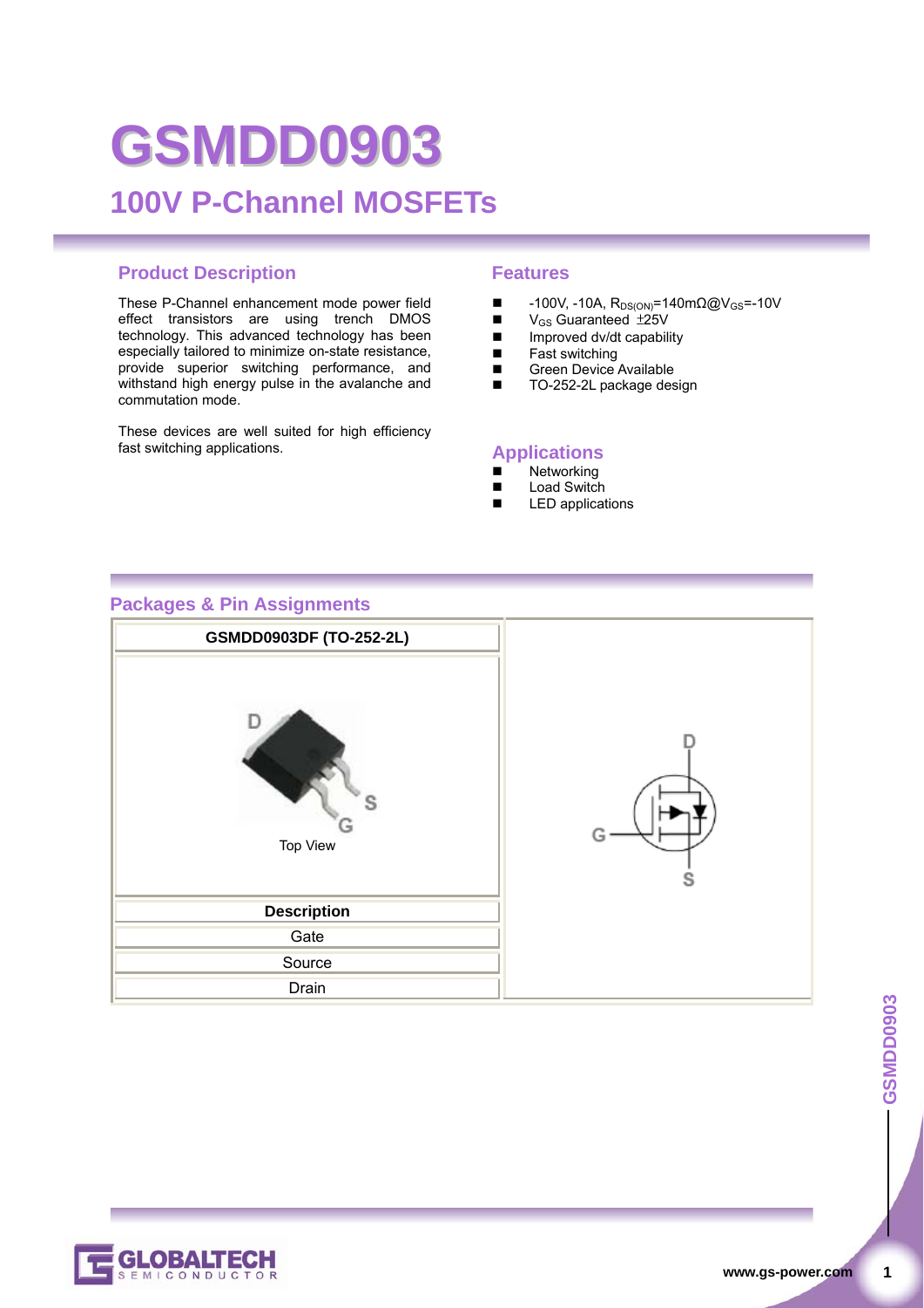# GSMDD0903

## 100V P-Channel MOSFETs

### Product Description

These P-Channel enhancement mode power field effect transistors are using trench DMOS technology. This advanced technology has been especially tailored to minimize on-state resistance, provide superior switching performance, and withstand high energy pulse in the avalanche and commutation mode.

These devices are well suited for high efficiency fast switching applications.

### Features

- -100V, -10A, $R_{DS(ON)}$=140mΩ@$V_{GS}$=-10V
- $V_{GS}$ Guaranteed ±25V
- Improved dv/dt capability
- Fast switching
- Green Device Available
- TO-252-2L package design

### Applications

- Networking
- Load Switch
- LED applications

### Packages & Pin Assignments

| GSMDD0903DF (TO-252-2L) |
|---|
| Top View |
| **Description** |
| Gate |
| Source |
| Drain |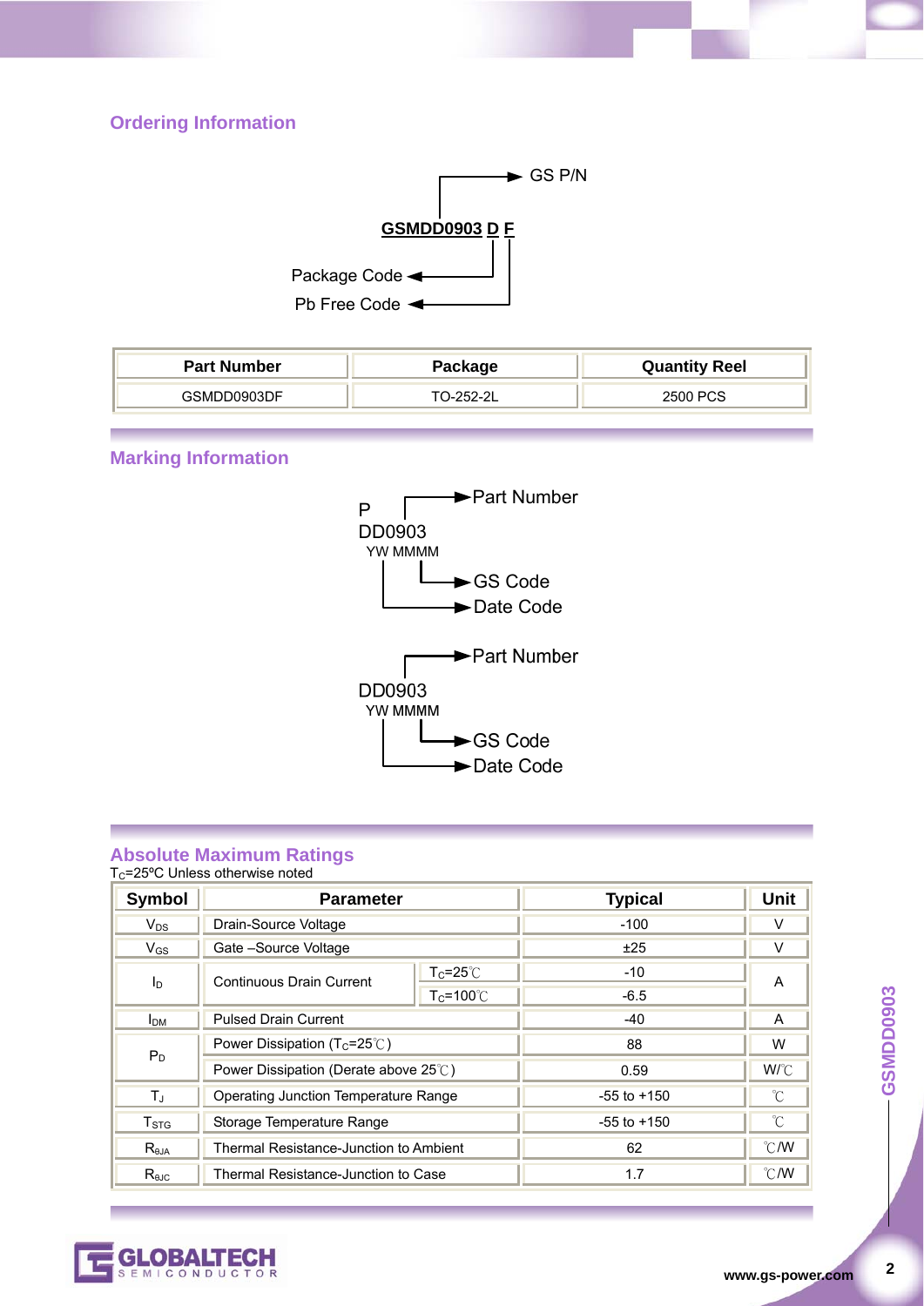## Ordering Information

GSMDD0903 D F

- GSMDD0903 → GS P/N
- D → Package Code
- F → Pb Free Code

| Part Number | Package | Quantity Reel |
|---|---|---|
| GSMDD0903DF | TO-252-2L | 2500 PCS |

## Marking Information

P
DD0903
YW MMMM

- P / DD0903 → Part Number
- MMMM → GS Code
- YW → Date Code

DD0903
YW MMMM

- DD0903 → Part Number
- MMMM → GS Code
- YW → Date Code

## Absolute Maximum Ratings

$T_C$=25ºC Unless otherwise noted

| Symbol | Parameter | | Typical | Unit |
|---|---|---|---|---|
| $V_{DS}$ | Drain-Source Voltage | | -100 | V |
| $V_{GS}$ | Gate –Source Voltage | | ±25 | V |
| $I_D$ | Continuous Drain Current | $T_C$=25℃ | -10 | A |
| | | $T_C$=100℃ | -6.5 | |
| $I_{DM}$ | Pulsed Drain Current | | -40 | A |
| $P_D$ | Power Dissipation ($T_C$=25℃) | | 88 | W |
| | Power Dissipation (Derate above 25℃) | | 0.59 | W/℃ |
| $T_J$ | Operating Junction Temperature Range | | -55 to +150 | ℃ |
| $T_{STG}$ | Storage Temperature Range | | -55 to +150 | ℃ |
| $R_{\theta JA}$ | Thermal Resistance-Junction to Ambient | | 62 | ℃/W |
| $R_{\theta JC}$ | Thermal Resistance-Junction to Case | | 1.7 | ℃/W |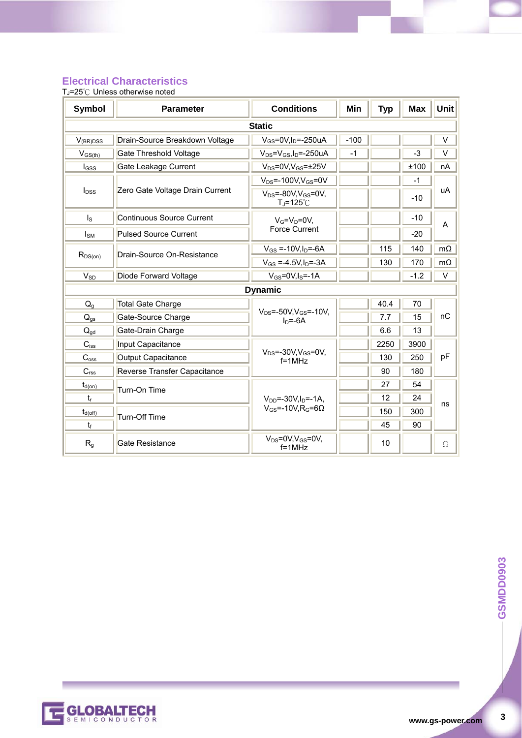## Electrical Characteristics

$T_J$=25℃ Unless otherwise noted

| Symbol | Parameter | Conditions | Min | Typ | Max | Unit |
|---|---|---|---|---|---|---|
| **Static** | | | | | | |
| $V_{(BR)DSS}$ | Drain-Source Breakdown Voltage | $V_{GS}$=0V,$I_D$=-250uA | -100 | | | V |
| $V_{GS(th)}$ | Gate Threshold Voltage | $V_{DS}$=$V_{GS}$,$I_D$=-250uA | -1 | | -3 | V |
| $I_{GSS}$ | Gate Leakage Current | $V_{DS}$=0V,$V_{GS}$=±25V | | | ±100 | nA |
| $I_{DSS}$ | Zero Gate Voltage Drain Current | $V_{DS}$=-100V,$V_{GS}$=0V | | | -1 | uA |
| | | $V_{DS}$=-80V,$V_{GS}$=0V, $T_J$=125℃ | | | -10 | uA |
| $I_S$ | Continuous Source Current | $V_G$=$V_D$=0V, Force Current | | | -10 | A |
| $I_{SM}$ | Pulsed Source Current | | | | -20 | A |
| $R_{DS(on)}$ | Drain-Source On-Resistance | $V_{GS}$ =-10V,$I_D$=-6A | | 115 | 140 | mΩ |
| | | $V_{GS}$ =-4.5V,$I_D$=-3A | | 130 | 170 | mΩ |
| $V_{SD}$ | Diode Forward Voltage | $V_{GS}$=0V,$I_S$=-1A | | | -1.2 | V |
| **Dynamic** | | | | | | |
| $Q_g$ | Total Gate Charge | $V_{DS}$=-50V,$V_{GS}$=-10V, $I_D$=-6A | | 40.4 | 70 | nC |
| $Q_{gs}$ | Gate-Source Charge | | | 7.7 | 15 | nC |
| $Q_{gd}$ | Gate-Drain Charge | | | 6.6 | 13 | nC |
| $C_{iss}$ | Input Capacitance | $V_{DS}$=-30V,$V_{GS}$=0V, f=1MHz | | 2250 | 3900 | pF |
| $C_{oss}$ | Output Capacitance | | | 130 | 250 | pF |
| $C_{rss}$ | Reverse Transfer Capacitance | | | 90 | 180 | pF |
| $t_{d(on)}$ | Turn-On Time | $V_{DD}$=-30V,$I_D$=-1A, $V_{GS}$=-10V,$R_G$=6Ω | | 27 | 54 | ns |
| $t_r$ | | | | 12 | 24 | ns |
| $t_{d(off)}$ | Turn-Off Time | | | 150 | 300 | ns |
| $t_f$ | | | | 45 | 90 | ns |
| $R_g$ | Gate Resistance | $V_{DS}$=0V,$V_{GS}$=0V, f=1MHz | | 10 | | Ω |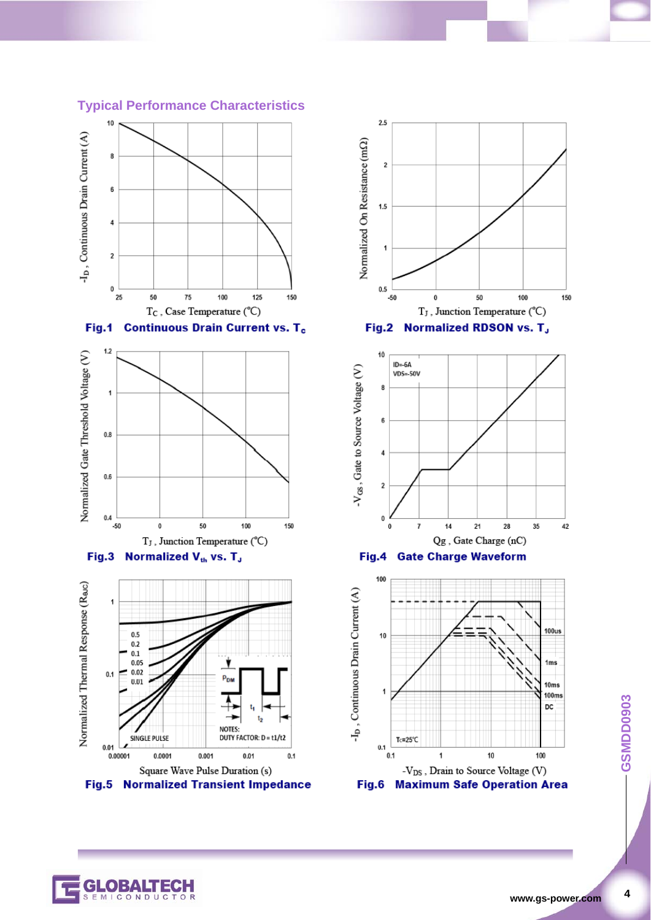## Typical Performance Characteristics

**Fig.1 Continuous Drain Current vs. $T_c$**

**Fig.2 Normalized RDSON vs. $T_J$**

**Fig.3 Normalized $V_{th}$ vs. $T_J$**

**Fig.4 Gate Charge Waveform**

**Fig.5 Normalized Transient Impedance**

**Fig.6 Maximum Safe Operation Area**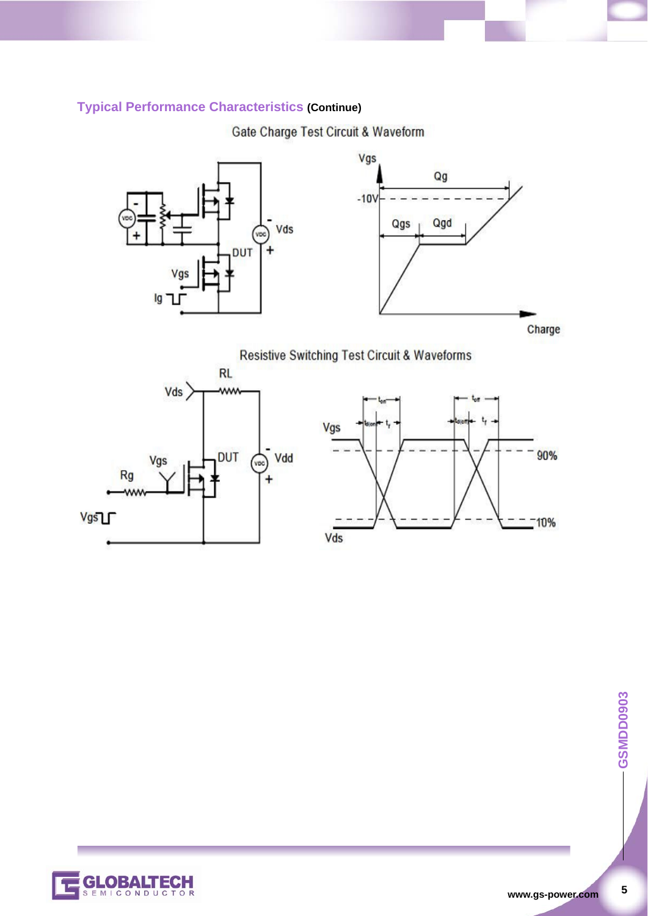## Typical Performance Characteristics (Continue)

Gate Charge Test Circuit & Waveform

Resistive Switching Test Circuit & Waveforms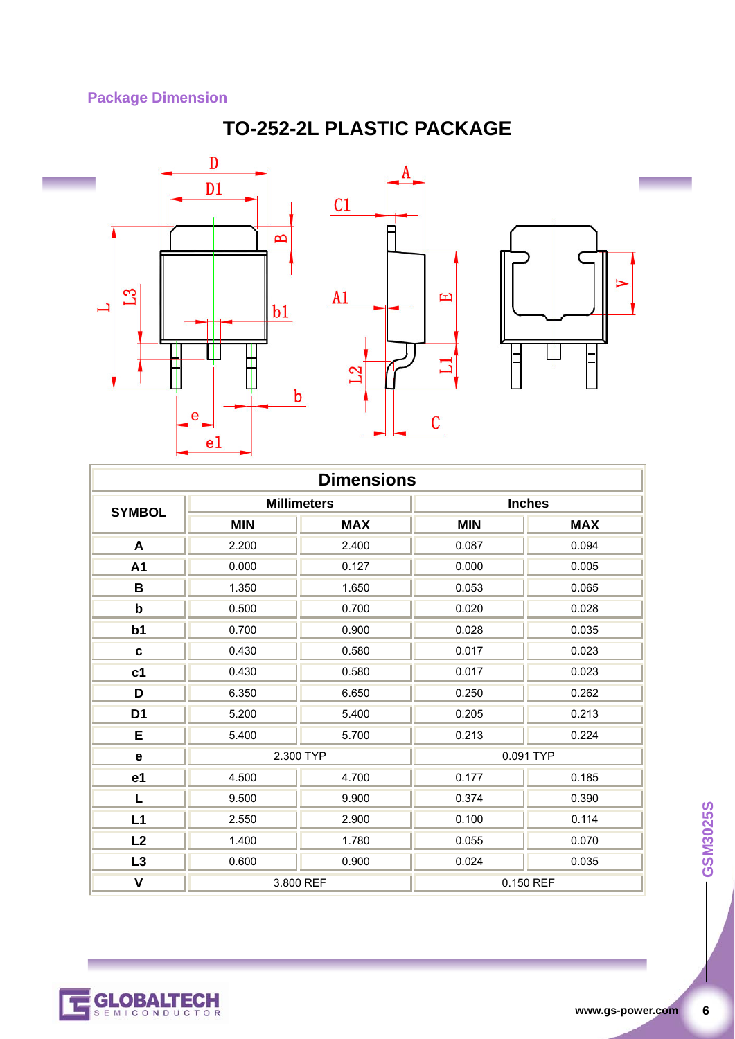## Package Dimension

# TO-252-2L PLASTIC PACKAGE

| Dimensions | | | | |
|---|---|---|---|---|
| SYMBOL | Millimeters | | Inches | |
| | MIN | MAX | MIN | MAX |
| A | 2.200 | 2.400 | 0.087 | 0.094 |
| A1 | 0.000 | 0.127 | 0.000 | 0.005 |
| B | 1.350 | 1.650 | 0.053 | 0.065 |
| b | 0.500 | 0.700 | 0.020 | 0.028 |
| b1 | 0.700 | 0.900 | 0.028 | 0.035 |
| c | 0.430 | 0.580 | 0.017 | 0.023 |
| c1 | 0.430 | 0.580 | 0.017 | 0.023 |
| D | 6.350 | 6.650 | 0.250 | 0.262 |
| D1 | 5.200 | 5.400 | 0.205 | 0.213 |
| E | 5.400 | 5.700 | 0.213 | 0.224 |
| e | 2.300 TYP | | 0.091 TYP | |
| e1 | 4.500 | 4.700 | 0.177 | 0.185 |
| L | 9.500 | 9.900 | 0.374 | 0.390 |
| L1 | 2.550 | 2.900 | 0.100 | 0.114 |
| L2 | 1.400 | 1.780 | 0.055 | 0.070 |
| L3 | 0.600 | 0.900 | 0.024 | 0.035 |
| V | 3.800 REF | | 0.150 REF | |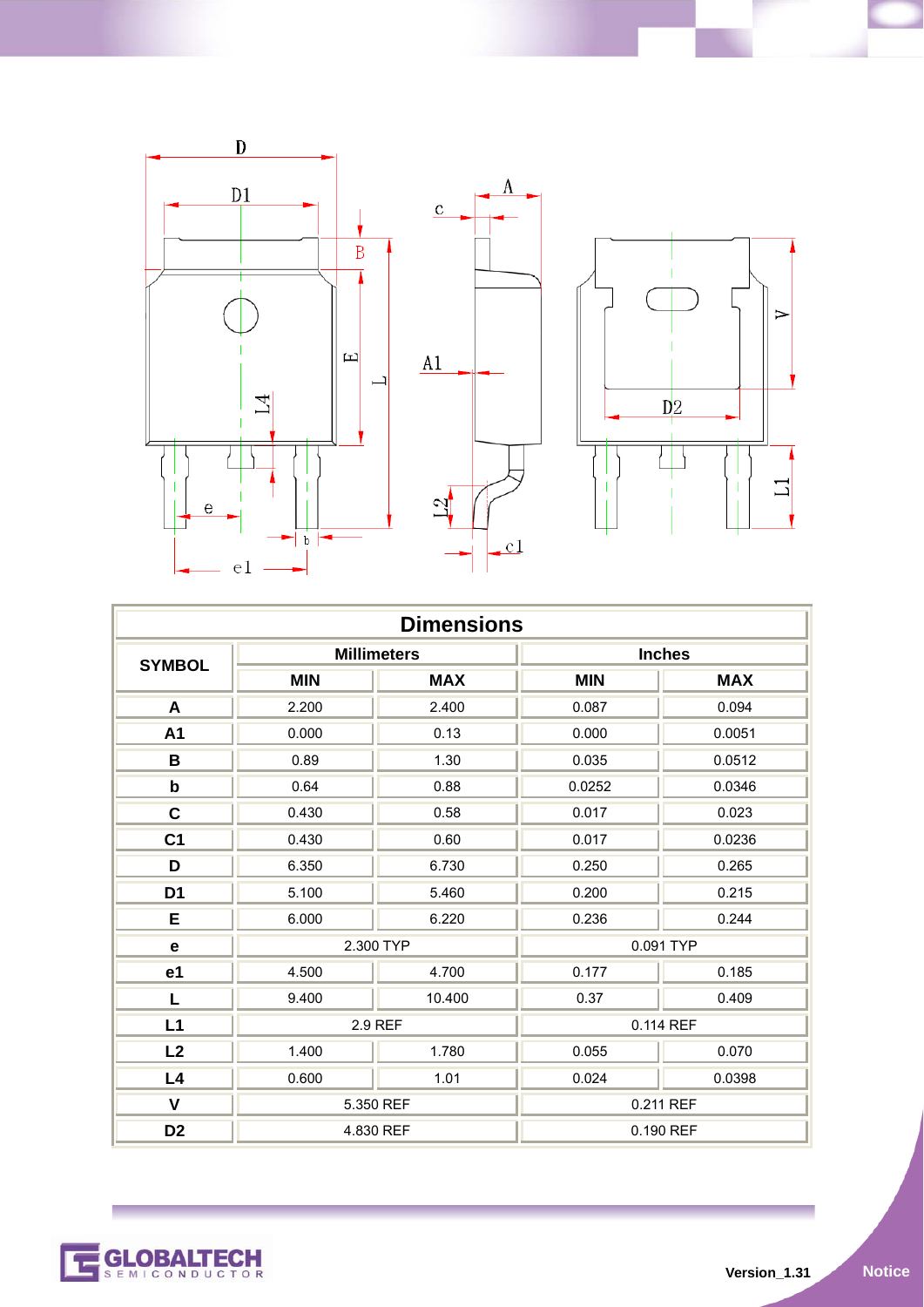| Dimensions | | | | |
|---|---|---|---|---|
| SYMBOL | Millimeters | | Inches | |
| | MIN | MAX | MIN | MAX |
| A | 2.200 | 2.400 | 0.087 | 0.094 |
| A1 | 0.000 | 0.13 | 0.000 | 0.0051 |
| B | 0.89 | 1.30 | 0.035 | 0.0512 |
| b | 0.64 | 0.88 | 0.0252 | 0.0346 |
| C | 0.430 | 0.58 | 0.017 | 0.023 |
| C1 | 0.430 | 0.60 | 0.017 | 0.0236 |
| D | 6.350 | 6.730 | 0.250 | 0.265 |
| D1 | 5.100 | 5.460 | 0.200 | 0.215 |
| E | 6.000 | 6.220 | 0.236 | 0.244 |
| e | 2.300 TYP | | 0.091 TYP | |
| e1 | 4.500 | 4.700 | 0.177 | 0.185 |
| L | 9.400 | 10.400 | 0.37 | 0.409 |
| L1 | 2.9 REF | | 0.114 REF | |
| L2 | 1.400 | 1.780 | 0.055 | 0.070 |
| L4 | 0.600 | 1.01 | 0.024 | 0.0398 |
| V | 5.350 REF | | 0.211 REF | |
| D2 | 4.830 REF | | 0.190 REF | |

Version_1.31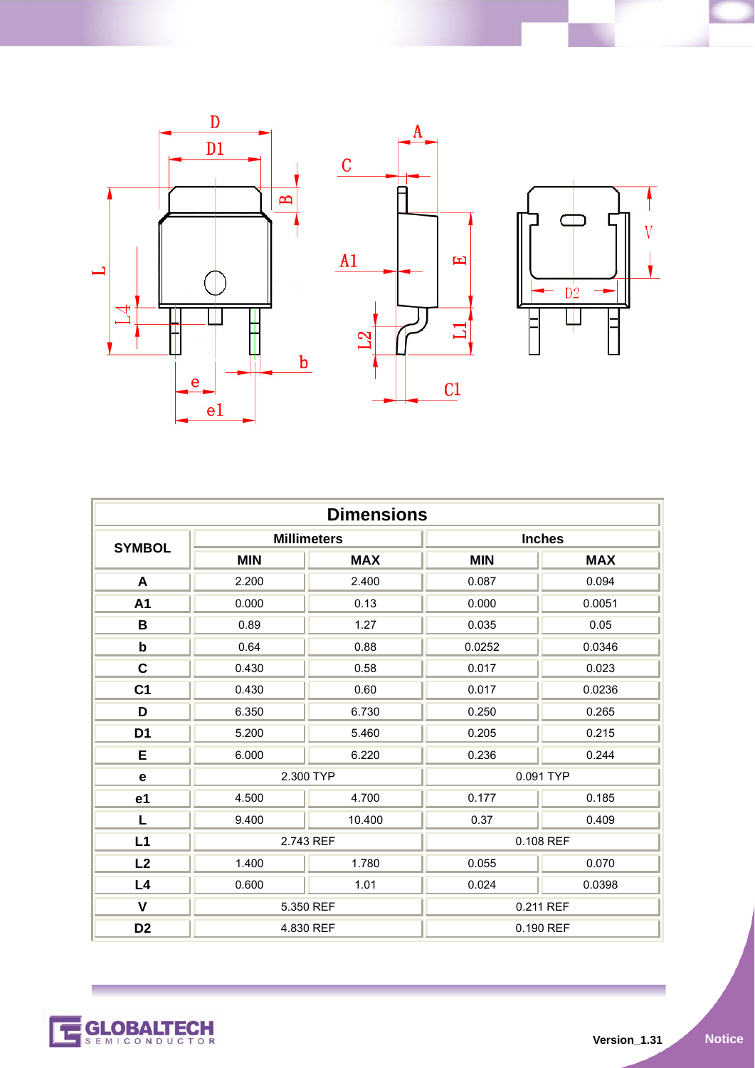| Dimensions | | | | |
|---|---|---|---|---|
| SYMBOL | Millimeters | | Inches | |
| | MIN | MAX | MIN | MAX |
| A | 2.200 | 2.400 | 0.087 | 0.094 |
| A1 | 0.000 | 0.13 | 0.000 | 0.0051 |
| B | 0.89 | 1.27 | 0.035 | 0.05 |
| b | 0.64 | 0.88 | 0.0252 | 0.0346 |
| C | 0.430 | 0.58 | 0.017 | 0.023 |
| C1 | 0.430 | 0.60 | 0.017 | 0.0236 |
| D | 6.350 | 6.730 | 0.250 | 0.265 |
| D1 | 5.200 | 5.460 | 0.205 | 0.215 |
| E | 6.000 | 6.220 | 0.236 | 0.244 |
| e | 2.300 TYP | | 0.091 TYP | |
| e1 | 4.500 | 4.700 | 0.177 | 0.185 |
| L | 9.400 | 10.400 | 0.37 | 0.409 |
| L1 | 2.743 REF | | 0.108 REF | |
| L2 | 1.400 | 1.780 | 0.055 | 0.070 |
| L4 | 0.600 | 1.01 | 0.024 | 0.0398 |
| V | 5.350 REF | | 0.211 REF | |
| D2 | 4.830 REF | | 0.190 REF | |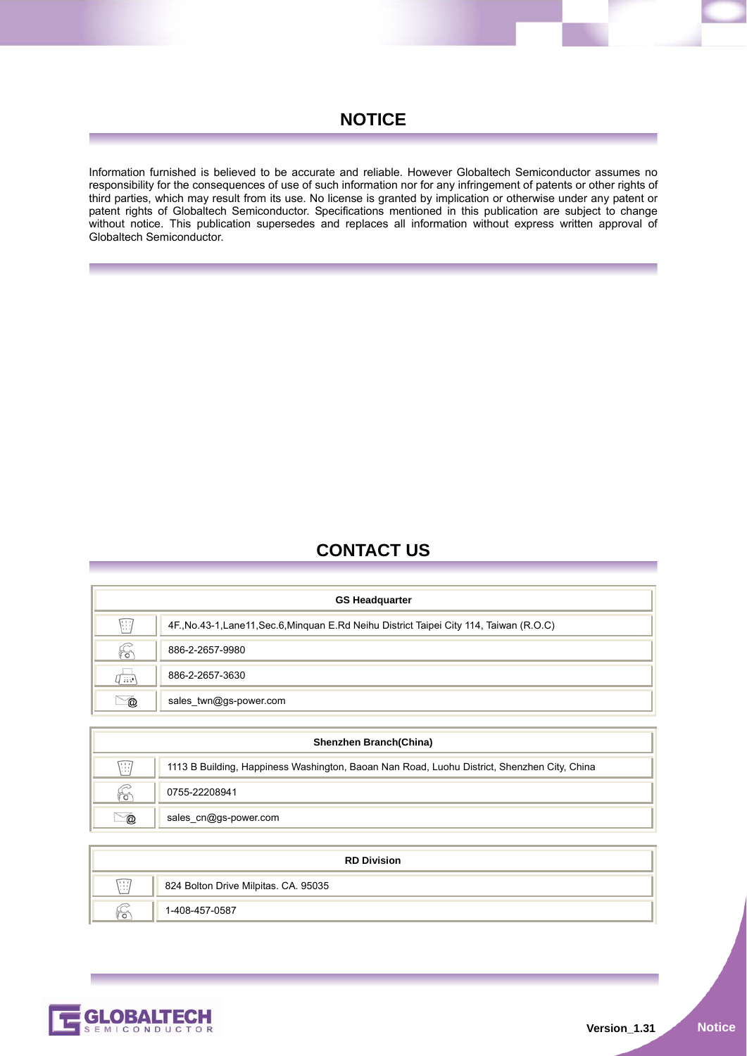# NOTICE

Information furnished is believed to be accurate and reliable. However Globaltech Semiconductor assumes no responsibility for the consequences of use of such information nor for any infringement of patents or other rights of third parties, which may result from its use. No license is granted by implication or otherwise under any patent or patent rights of Globaltech Semiconductor. Specifications mentioned in this publication are subject to change without notice. This publication supersedes and replaces all information without express written approval of Globaltech Semiconductor.

# CONTACT US

| GS Headquarter | |
|---|---|
| Address | 4F.,No.43-1,Lane11,Sec.6,Minquan E.Rd Neihu District Taipei City 114, Taiwan (R.O.C) |
| Tel | 886-2-2657-9980 |
| Fax | 886-2-2657-3630 |
| Email | sales_twn@gs-power.com |

| Shenzhen Branch(China) | |
|---|---|
| Address | 1113 B Building, Happiness Washington, Baoan Nan Road, Luohu District, Shenzhen City, China |
| Tel | 0755-22208941 |
| Email | sales_cn@gs-power.com |

| RD Division | |
|---|---|
| Address | 824 Bolton Drive Milpitas. CA. 95035 |
| Tel | 1-408-457-0587 |

Version_1.31